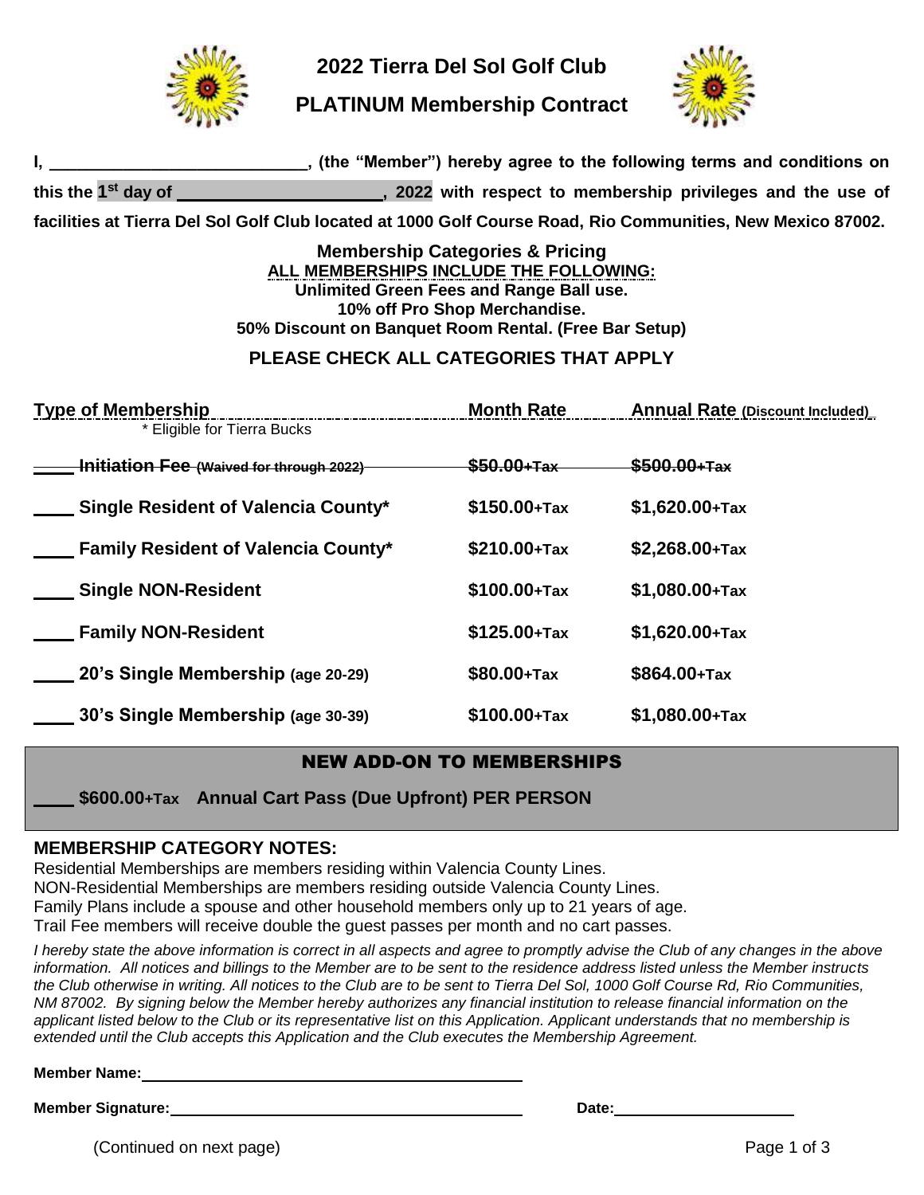# 2022 Tierra Del Sol Golf Club

## PLATINUM Membership Contract

**I, ____________________________, (the "Member") hereby agree to the following terms and conditions on this the 1st day of ______________________, 2022 with respect to membership privileges and the use of facilities at Tierra Del Sol Golf Club located at 1000 Golf Course Road, Rio Communities, New Mexico 87002.**

**Membership Categories & Pricing**
**ALL MEMBERSHIPS INCLUDE THE FOLLOWING:**
**Unlimited Green Fees and Range Ball use.**
**10% off Pro Shop Merchandise.**
**50% Discount on Banquet Room Rental. (Free Bar Setup)**

**PLEASE CHECK ALL CATEGORIES THAT APPLY**

| Type of Membership<br>* Eligible for Tierra Bucks | Month Rate | Annual Rate (Discount Included) |
|---|---|---|
| ____ ~~Initiation Fee (Waived for through 2022)~~ | ~~$50.00+Tax~~ | ~~$500.00+Tax~~ |
| ____ Single Resident of Valencia County* | $150.00+Tax | $1,620.00+Tax |
| ____ Family Resident of Valencia County* | $210.00+Tax | $2,268.00+Tax |
| ____ Single NON-Resident | $100.00+Tax | $1,080.00+Tax |
| ____ Family NON-Resident | $125.00+Tax | $1,620.00+Tax |
| ____ 20's Single Membership (age 20-29) | $80.00+Tax | $864.00+Tax |
| ____ 30's Single Membership (age 30-39) | $100.00+Tax | $1,080.00+Tax |

### NEW ADD-ON TO MEMBERSHIPS

____ **$600.00+Tax Annual Cart Pass (Due Upfront) PER PERSON**

### MEMBERSHIP CATEGORY NOTES:

Residential Memberships are members residing within Valencia County Lines.
NON-Residential Memberships are members residing outside Valencia County Lines.
Family Plans include a spouse and other household members only up to 21 years of age.
Trail Fee members will receive double the guest passes per month and no cart passes.

*I hereby state the above information is correct in all aspects and agree to promptly advise the Club of any changes in the above information. All notices and billings to the Member are to be sent to the residence address listed unless the Member instructs the Club otherwise in writing. All notices to the Club are to be sent to Tierra Del Sol, 1000 Golf Course Rd, Rio Communities, NM 87002. By signing below the Member hereby authorizes any financial institution to release financial information on the applicant listed below to the Club or its representative list on this Application. Applicant understands that no membership is extended until the Club accepts this Application and the Club executes the Membership Agreement.*

**Member Name:** ______________________________________________

**Member Signature:** __________________________________________ **Date:** ______________________

(Continued on next page)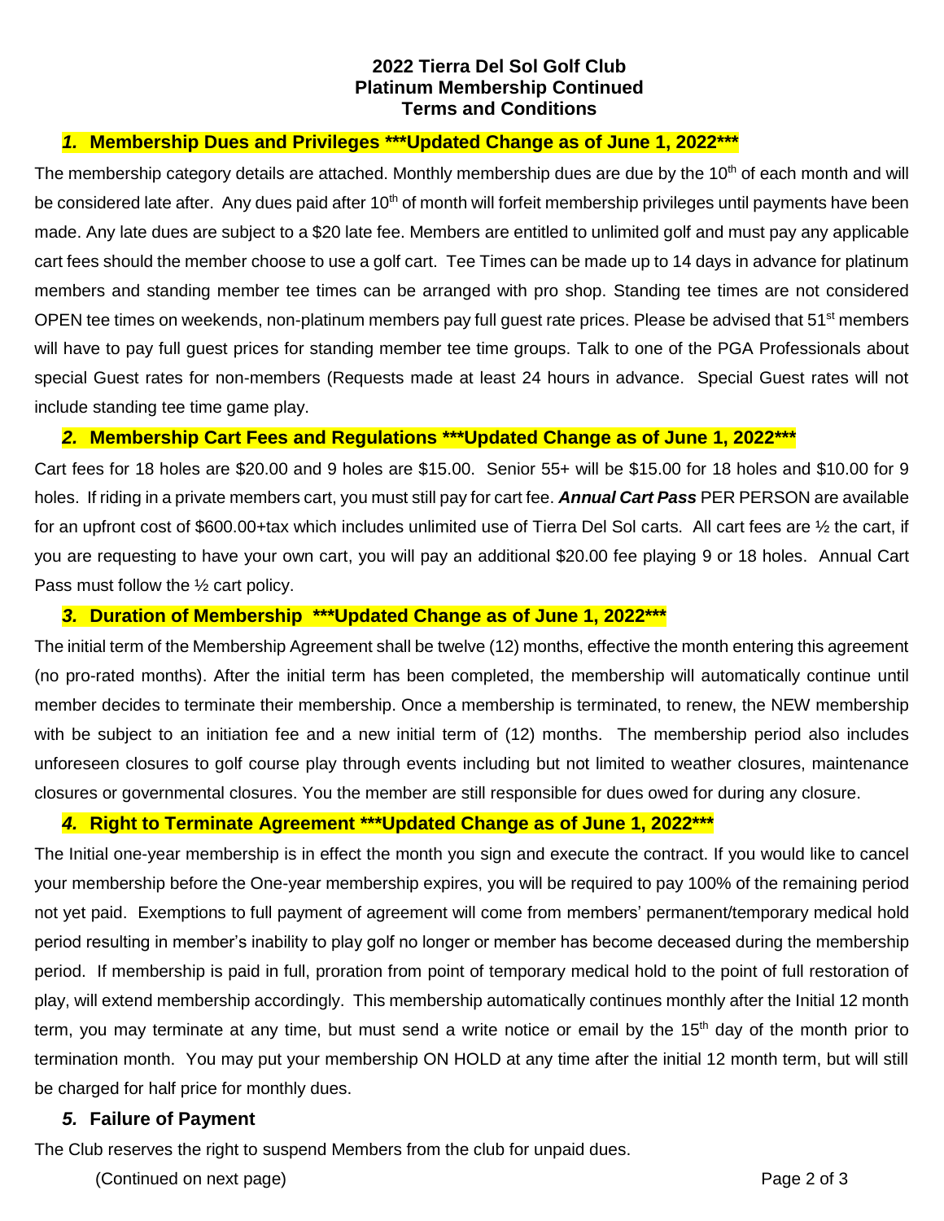**2022 Tierra Del Sol Golf Club**
**Platinum Membership Continued**
**Terms and Conditions**

### *1.* Membership Dues and Privileges ***Updated Change as of June 1, 2022***

The membership category details are attached. Monthly membership dues are due by the 10th of each month and will be considered late after. Any dues paid after 10th of month will forfeit membership privileges until payments have been made. Any late dues are subject to a $20 late fee. Members are entitled to unlimited golf and must pay any applicable cart fees should the member choose to use a golf cart. Tee Times can be made up to 14 days in advance for platinum members and standing member tee times can be arranged with pro shop. Standing tee times are not considered OPEN tee times on weekends, non-platinum members pay full guest rate prices. Please be advised that 51st members will have to pay full guest prices for standing member tee time groups. Talk to one of the PGA Professionals about special Guest rates for non-members (Requests made at least 24 hours in advance. Special Guest rates will not include standing tee time game play.

### *2.* Membership Cart Fees and Regulations ***Updated Change as of June 1, 2022***

Cart fees for 18 holes are $20.00 and 9 holes are $15.00. Senior 55+ will be $15.00 for 18 holes and $10.00 for 9 holes. If riding in a private members cart, you must still pay for cart fee. ***Annual Cart Pass*** PER PERSON are available for an upfront cost of $600.00+tax which includes unlimited use of Tierra Del Sol carts. All cart fees are ½ the cart, if you are requesting to have your own cart, you will pay an additional $20.00 fee playing 9 or 18 holes. Annual Cart Pass must follow the ½ cart policy.

### *3.* Duration of Membership ***Updated Change as of June 1, 2022***

The initial term of the Membership Agreement shall be twelve (12) months, effective the month entering this agreement (no pro-rated months). After the initial term has been completed, the membership will automatically continue until member decides to terminate their membership. Once a membership is terminated, to renew, the NEW membership with be subject to an initiation fee and a new initial term of (12) months. The membership period also includes unforeseen closures to golf course play through events including but not limited to weather closures, maintenance closures or governmental closures. You the member are still responsible for dues owed for during any closure.

### *4.* Right to Terminate Agreement ***Updated Change as of June 1, 2022***

The Initial one-year membership is in effect the month you sign and execute the contract. If you would like to cancel your membership before the One-year membership expires, you will be required to pay 100% of the remaining period not yet paid. Exemptions to full payment of agreement will come from members' permanent/temporary medical hold period resulting in member's inability to play golf no longer or member has become deceased during the membership period. If membership is paid in full, proration from point of temporary medical hold to the point of full restoration of play, will extend membership accordingly. This membership automatically continues monthly after the Initial 12 month term, you may terminate at any time, but must send a write notice or email by the 15th day of the month prior to termination month. You may put your membership ON HOLD at any time after the initial 12 month term, but will still be charged for half price for monthly dues.

### *5.* Failure of Payment

The Club reserves the right to suspend Members from the club for unpaid dues.

(Continued on next page)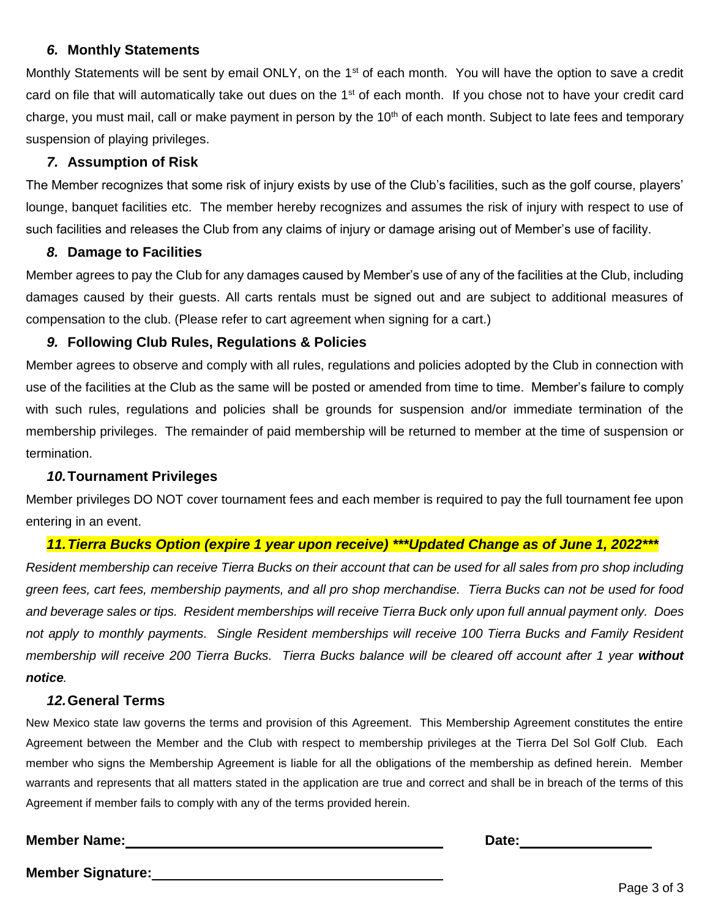### *6.* Monthly Statements

Monthly Statements will be sent by email ONLY, on the 1st of each month. You will have the option to save a credit card on file that will automatically take out dues on the 1st of each month. If you chose not to have your credit card charge, you must mail, call or make payment in person by the 10th of each month. Subject to late fees and temporary suspension of playing privileges.

### *7.* Assumption of Risk

The Member recognizes that some risk of injury exists by use of the Club's facilities, such as the golf course, players' lounge, banquet facilities etc. The member hereby recognizes and assumes the risk of injury with respect to use of such facilities and releases the Club from any claims of injury or damage arising out of Member's use of facility.

### *8.* Damage to Facilities

Member agrees to pay the Club for any damages caused by Member's use of any of the facilities at the Club, including damages caused by their guests. All carts rentals must be signed out and are subject to additional measures of compensation to the club. (Please refer to cart agreement when signing for a cart.)

### *9.* Following Club Rules, Regulations & Policies

Member agrees to observe and comply with all rules, regulations and policies adopted by the Club in connection with use of the facilities at the Club as the same will be posted or amended from time to time. Member's failure to comply with such rules, regulations and policies shall be grounds for suspension and/or immediate termination of the membership privileges. The remainder of paid membership will be returned to member at the time of suspension or termination.

### *10.* Tournament Privileges

Member privileges DO NOT cover tournament fees and each member is required to pay the full tournament fee upon entering in an event.

### *11. Tierra Bucks Option (expire 1 year upon receive) \*\*\*Updated Change as of June 1, 2022\*\*\**

*Resident membership can receive Tierra Bucks on their account that can be used for all sales from pro shop including green fees, cart fees, membership payments, and all pro shop merchandise. Tierra Bucks can not be used for food and beverage sales or tips. Resident memberships will receive Tierra Buck only upon full annual payment only. Does not apply to monthly payments. Single Resident memberships will receive 100 Tierra Bucks and Family Resident membership will receive 200 Tierra Bucks. Tierra Bucks balance will be cleared off account after 1 year **without notice**.*

### *12.* General Terms

New Mexico state law governs the terms and provision of this Agreement. This Membership Agreement constitutes the entire Agreement between the Member and the Club with respect to membership privileges at the Tierra Del Sol Golf Club. Each member who signs the Membership Agreement is liable for all the obligations of the membership as defined herein. Member warrants and represents that all matters stated in the application are true and correct and shall be in breach of the terms of this Agreement if member fails to comply with any of the terms provided herein.

**Member Name:** ______________________________ **Date:** ______________

**Member Signature:** ______________________________